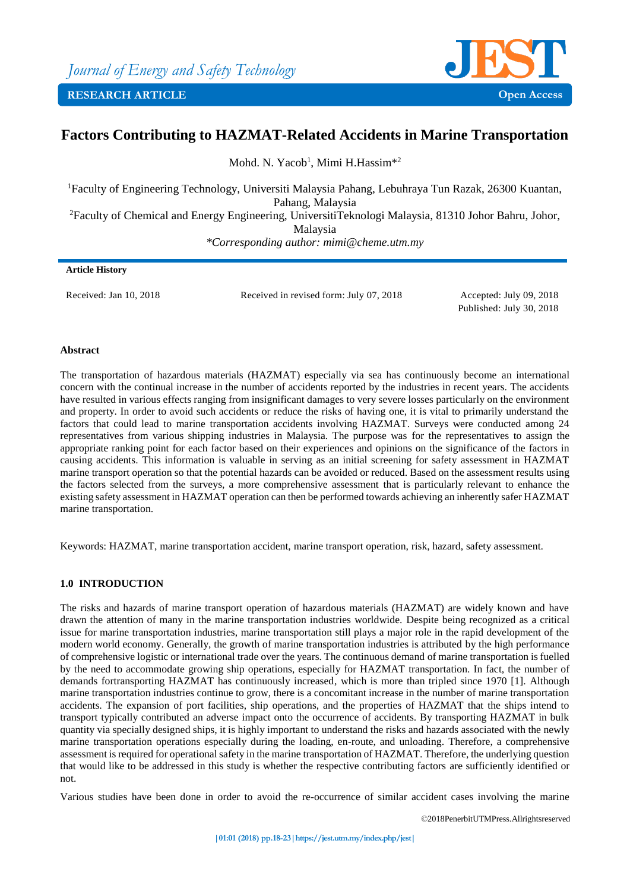# Factors Contributing to HAZMAT-Related Accidents in Marine Transportation

Mohd. N. Yacob[1], Mimi H.Hassim*[2]

[1]Faculty of Engineering Technology, Universiti Malaysia Pahang, Lebuhraya Tun Razak, 26300 Kuantan, Pahang, Malaysia

[2]Faculty of Chemical and Energy Engineering, UniversitiTeknologi Malaysia, 81310 Johor Bahru, Johor, Malaysia

*\*Corresponding author: mimi@cheme.utm.my*

**Article History**

Received: Jan 10, 2018 | Received in revised form: July 07, 2018 | Accepted: July 09, 2018 | Published: July 30, 2018

**Abstract**

The transportation of hazardous materials (HAZMAT) especially via sea has continuously become an international concern with the continual increase in the number of accidents reported by the industries in recent years. The accidents have resulted in various effects ranging from insignificant damages to very severe losses particularly on the environment and property. In order to avoid such accidents or reduce the risks of having one, it is vital to primarily understand the factors that could lead to marine transportation accidents involving HAZMAT. Surveys were conducted among 24 representatives from various shipping industries in Malaysia. The purpose was for the representatives to assign the appropriate ranking point for each factor based on their experiences and opinions on the significance of the factors in causing accidents. This information is valuable in serving as an initial screening for safety assessment in HAZMAT marine transport operation so that the potential hazards can be avoided or reduced. Based on the assessment results using the factors selected from the surveys, a more comprehensive assessment that is particularly relevant to enhance the existing safety assessment in HAZMAT operation can then be performed towards achieving an inherently safer HAZMAT marine transportation.

Keywords: HAZMAT, marine transportation accident, marine transport operation, risk, hazard, safety assessment.

## 1.0 INTRODUCTION

The risks and hazards of marine transport operation of hazardous materials (HAZMAT) are widely known and have drawn the attention of many in the marine transportation industries worldwide. Despite being recognized as a critical issue for marine transportation industries, marine transportation still plays a major role in the rapid development of the modern world economy. Generally, the growth of marine transportation industries is attributed by the high performance of comprehensive logistic or international trade over the years. The continuous demand of marine transportation is fuelled by the need to accommodate growing ship operations, especially for HAZMAT transportation. In fact, the number of demands fortransporting HAZMAT has continuously increased, which is more than tripled since 1970 [1]. Although marine transportation industries continue to grow, there is a concomitant increase in the number of marine transportation accidents. The expansion of port facilities, ship operations, and the properties of HAZMAT that the ships intend to transport typically contributed an adverse impact onto the occurrence of accidents. By transporting HAZMAT in bulk quantity via specially designed ships, it is highly important to understand the risks and hazards associated with the newly marine transportation operations especially during the loading, en-route, and unloading. Therefore, a comprehensive assessment is required for operational safety in the marine transportation of HAZMAT. Therefore, the underlying question that would like to be addressed in this study is whether the respective contributing factors are sufficiently identified or not.

Various studies have been done in order to avoid the re-occurrence of similar accident cases involving the marine

©2018PenerbitUTMPress.Allrightsreserved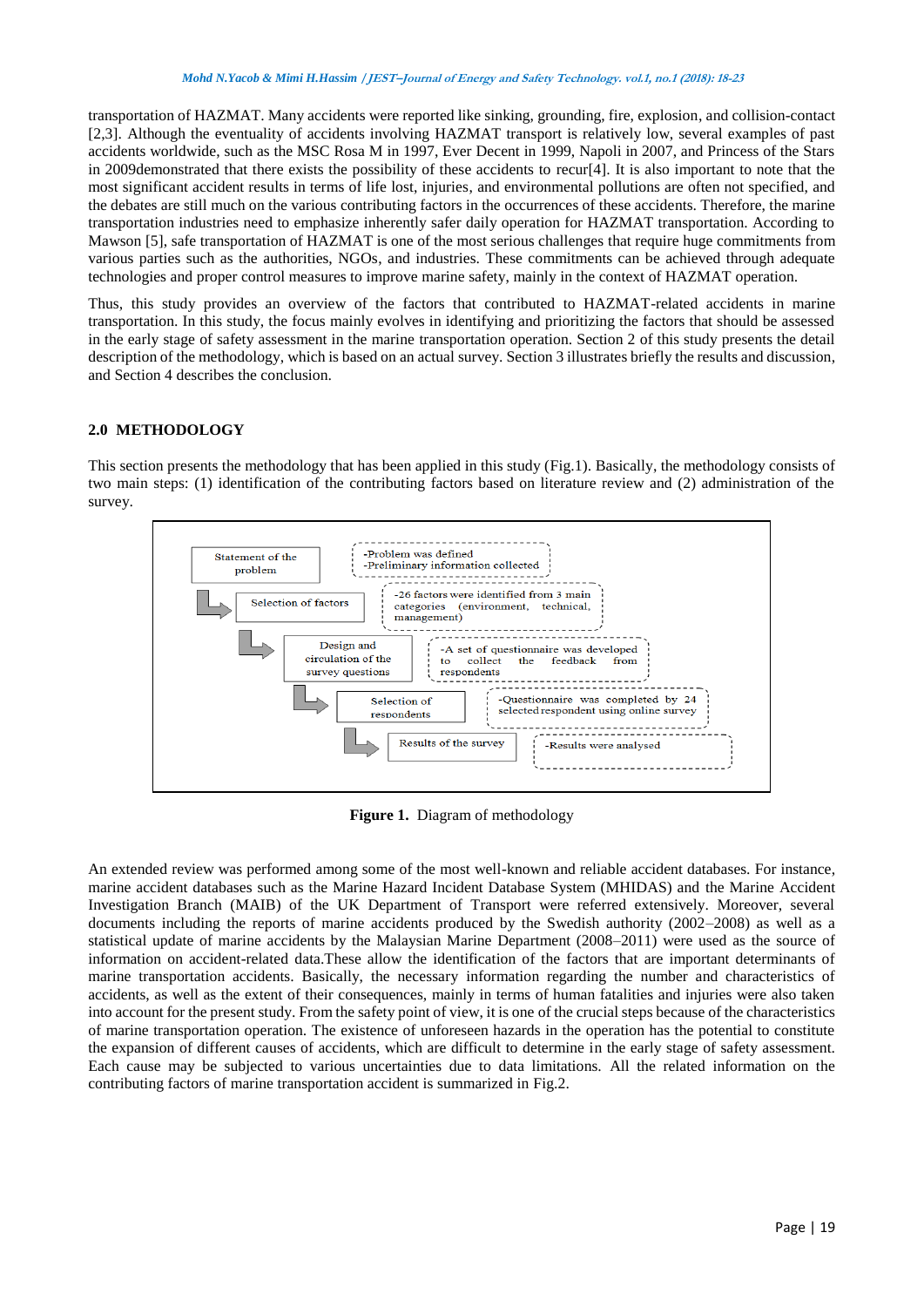transportation of HAZMAT. Many accidents were reported like sinking, grounding, fire, explosion, and collision-contact [2,3]. Although the eventuality of accidents involving HAZMAT transport is relatively low, several examples of past accidents worldwide, such as the MSC Rosa M in 1997, Ever Decent in 1999, Napoli in 2007, and Princess of the Stars in 2009demonstrated that there exists the possibility of these accidents to recur[4]. It is also important to note that the most significant accident results in terms of life lost, injuries, and environmental pollutions are often not specified, and the debates are still much on the various contributing factors in the occurrences of these accidents. Therefore, the marine transportation industries need to emphasize inherently safer daily operation for HAZMAT transportation. According to Mawson [5], safe transportation of HAZMAT is one of the most serious challenges that require huge commitments from various parties such as the authorities, NGOs, and industries. These commitments can be achieved through adequate technologies and proper control measures to improve marine safety, mainly in the context of HAZMAT operation.

Thus, this study provides an overview of the factors that contributed to HAZMAT-related accidents in marine transportation. In this study, the focus mainly evolves in identifying and prioritizing the factors that should be assessed in the early stage of safety assessment in the marine transportation operation. Section 2 of this study presents the detail description of the methodology, which is based on an actual survey. Section 3 illustrates briefly the results and discussion, and Section 4 describes the conclusion.

## 2.0 METHODOLOGY

This section presents the methodology that has been applied in this study (Fig.1). Basically, the methodology consists of two main steps: (1) identification of the contributing factors based on literature review and (2) administration of the survey.

| Step | Description |
|---|---|
| Statement of the problem | -Problem was defined<br>-Preliminary information collected |
| Selection of factors | -26 factors were identified from 3 main categories (environment, technical, management) |
| Design and circulation of the survey questions | -A set of questionnaire was developed to collect the feedback from respondents |
| Selection of respondents | -Questionnaire was completed by 24 selected respondent using online survey |
| Results of the survey | -Results were analysed |

**Figure 1.** Diagram of methodology

An extended review was performed among some of the most well-known and reliable accident databases. For instance, marine accident databases such as the Marine Hazard Incident Database System (MHIDAS) and the Marine Accident Investigation Branch (MAIB) of the UK Department of Transport were referred extensively. Moreover, several documents including the reports of marine accidents produced by the Swedish authority (2002–2008) as well as a statistical update of marine accidents by the Malaysian Marine Department (2008–2011) were used as the source of information on accident-related data.These allow the identification of the factors that are important determinants of marine transportation accidents. Basically, the necessary information regarding the number and characteristics of accidents, as well as the extent of their consequences, mainly in terms of human fatalities and injuries were also taken into account for the present study. From the safety point of view, it is one of the crucial steps because of the characteristics of marine transportation operation. The existence of unforeseen hazards in the operation has the potential to constitute the expansion of different causes of accidents, which are difficult to determine in the early stage of safety assessment. Each cause may be subjected to various uncertainties due to data limitations. All the related information on the contributing factors of marine transportation accident is summarized in Fig.2.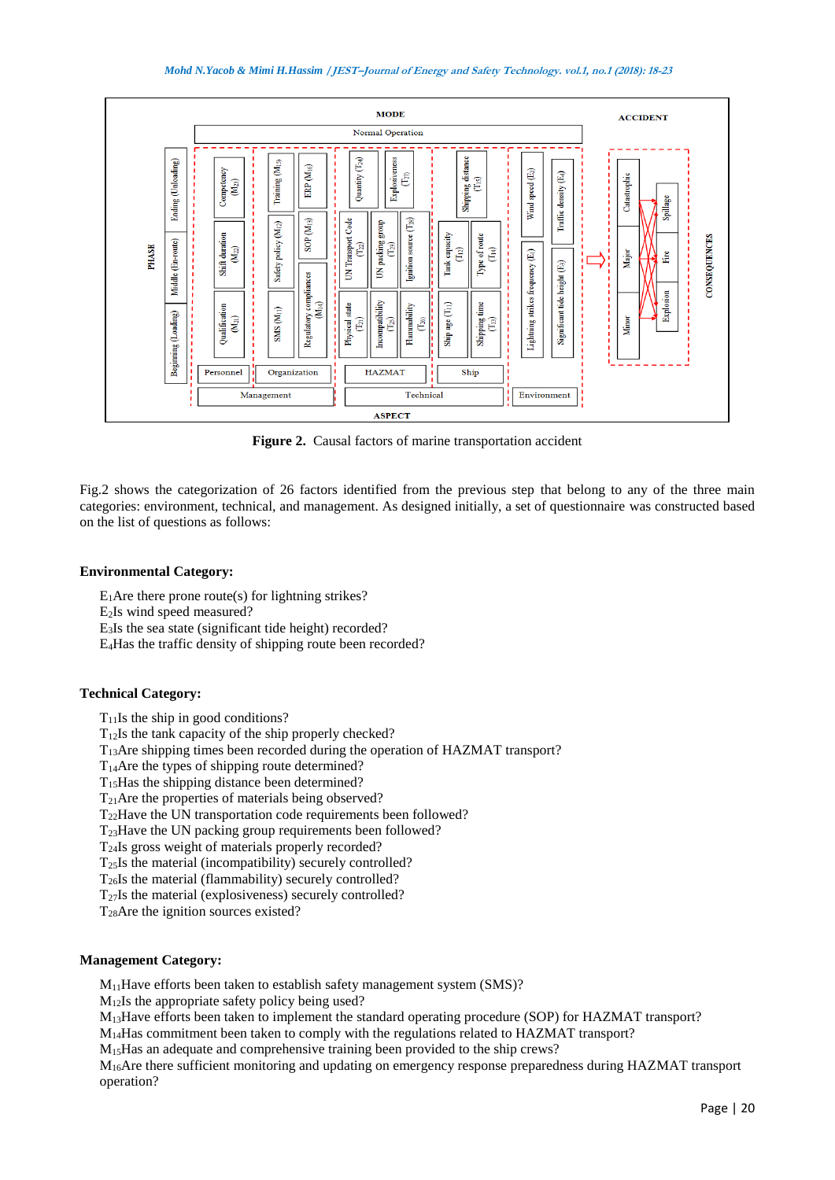**Figure 2.** Causal factors of marine transportation accident

Fig.2 shows the categorization of 26 factors identified from the previous step that belong to any of the three main categories: environment, technical, and management. As designed initially, a set of questionnaire was constructed based on the list of questions as follows:

**Environmental Category:**

$E_1$Are there prone route(s) for lightning strikes?
$E_2$Is wind speed measured?
$E_3$Is the sea state (significant tide height) recorded?
$E_4$Has the traffic density of shipping route been recorded?

**Technical Category:**

$T_{11}$Is the ship in good conditions?
$T_{12}$Is the tank capacity of the ship properly checked?
$T_{13}$Are shipping times been recorded during the operation of HAZMAT transport?
$T_{14}$Are the types of shipping route determined?
$T_{15}$Has the shipping distance been determined?
$T_{21}$Are the properties of materials being observed?
$T_{22}$Have the UN transportation code requirements been followed?
$T_{23}$Have the UN packing group requirements been followed?
$T_{24}$Is gross weight of materials properly recorded?
$T_{25}$Is the material (incompatibility) securely controlled?
$T_{26}$Is the material (flammability) securely controlled?
$T_{27}$Is the material (explosiveness) securely controlled?
$T_{28}$Are the ignition sources existed?

**Management Category:**

$M_{11}$Have efforts been taken to establish safety management system (SMS)?
$M_{12}$Is the appropriate safety policy being used?
$M_{13}$Have efforts been taken to implement the standard operating procedure (SOP) for HAZMAT transport?
$M_{14}$Has commitment been taken to comply with the regulations related to HAZMAT transport?
$M_{15}$Has an adequate and comprehensive training been provided to the ship crews?
$M_{16}$Are there sufficient monitoring and updating on emergency response preparedness during HAZMAT transport operation?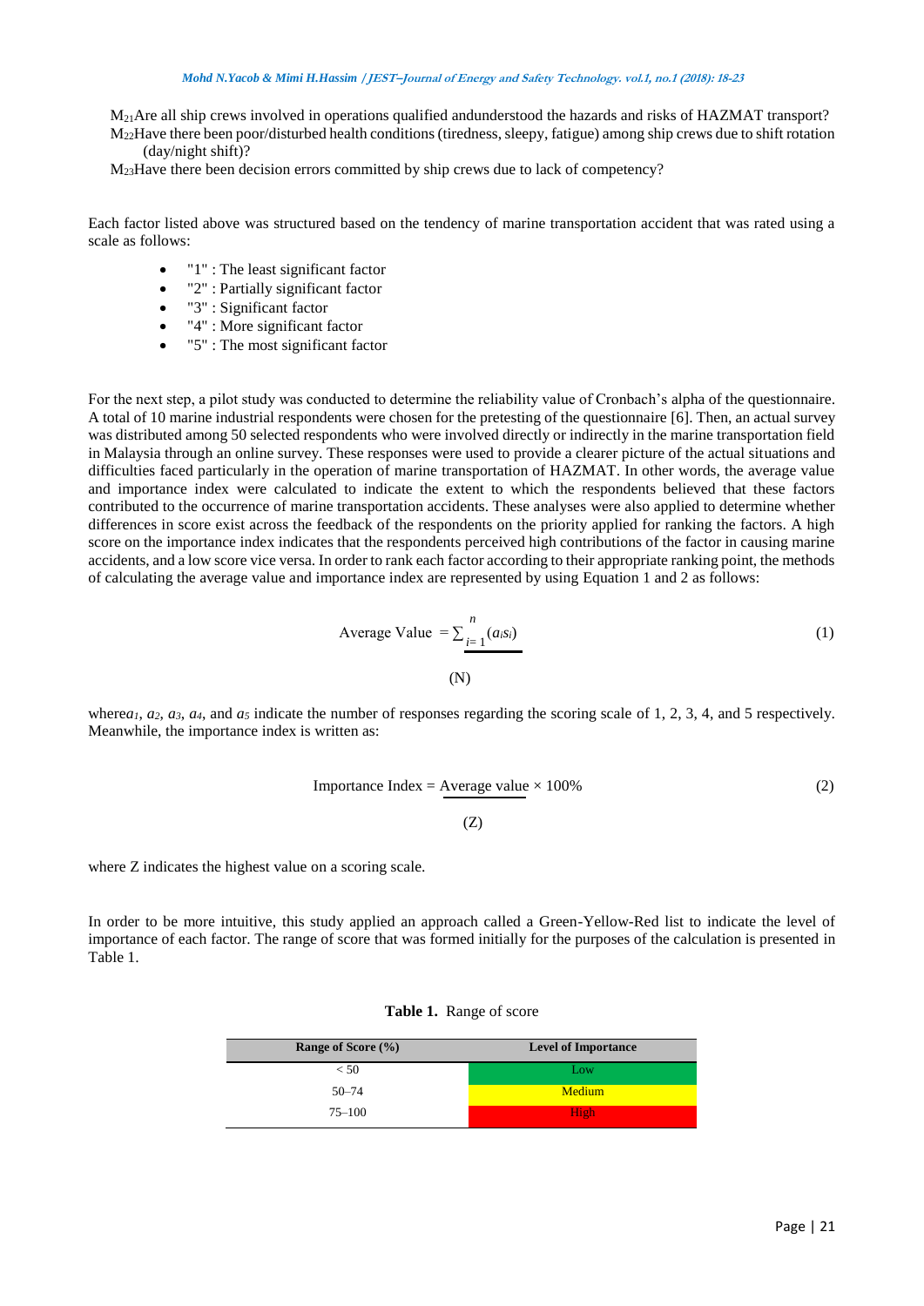$M_{21}$Are all ship crews involved in operations qualified andunderstood the hazards and risks of HAZMAT transport?

$M_{22}$Have there been poor/disturbed health conditions (tiredness, sleepy, fatigue) among ship crews due to shift rotation (day/night shift)?

$M_{23}$Have there been decision errors committed by ship crews due to lack of competency?

Each factor listed above was structured based on the tendency of marine transportation accident that was rated using a scale as follows:

- "1" : The least significant factor
- "2" : Partially significant factor
- "3" : Significant factor
- "4" : More significant factor
- "5" : The most significant factor

For the next step, a pilot study was conducted to determine the reliability value of Cronbach's alpha of the questionnaire. A total of 10 marine industrial respondents were chosen for the pretesting of the questionnaire [6]. Then, an actual survey was distributed among 50 selected respondents who were involved directly or indirectly in the marine transportation field in Malaysia through an online survey. These responses were used to provide a clearer picture of the actual situations and difficulties faced particularly in the operation of marine transportation of HAZMAT. In other words, the average value and importance index were calculated to indicate the extent to which the respondents believed that these factors contributed to the occurrence of marine transportation accidents. These analyses were also applied to determine whether differences in score exist across the feedback of the respondents on the priority applied for ranking the factors. A high score on the importance index indicates that the respondents perceived high contributions of the factor in causing marine accidents, and a low score vice versa. In order to rank each factor according to their appropriate ranking point, the methods of calculating the average value and importance index are represented by using Equation 1 and 2 as follows:

$$\text{Average Value} = \frac{\sum_{i=1}^{n}(a_i s_i)}{(N)} \tag{1}$$

where $a_1$, $a_2$, $a_3$, $a_4$, and $a_5$ indicate the number of responses regarding the scoring scale of 1, 2, 3, 4, and 5 respectively. Meanwhile, the importance index is written as:

$$\text{Importance Index} = \frac{\text{Average value}}{(Z)} \times 100\% \tag{2}$$

where Z indicates the highest value on a scoring scale.

In order to be more intuitive, this study applied an approach called a Green-Yellow-Red list to indicate the level of importance of each factor. The range of score that was formed initially for the purposes of the calculation is presented in Table 1.

**Table 1.** Range of score

| Range of Score (%) | Level of Importance |
|---|---|
| < 50 | Low |
| 50–74 | Medium |
| 75–100 | High |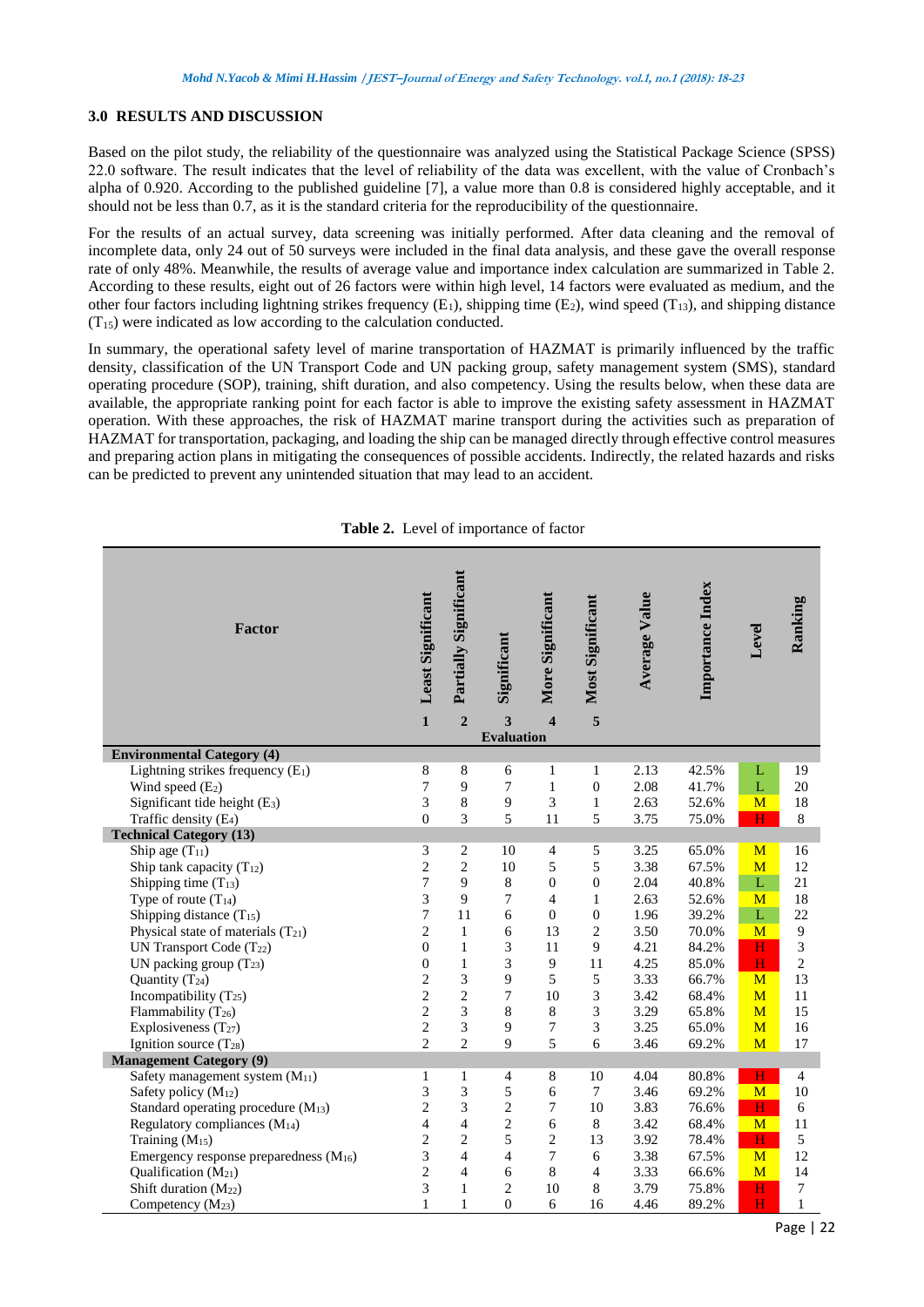## 3.0 RESULTS AND DISCUSSION

Based on the pilot study, the reliability of the questionnaire was analyzed using the Statistical Package Science (SPSS) 22.0 software. The result indicates that the level of reliability of the data was excellent, with the value of Cronbach's alpha of 0.920. According to the published guideline [7], a value more than 0.8 is considered highly acceptable, and it should not be less than 0.7, as it is the standard criteria for the reproducibility of the questionnaire.

For the results of an actual survey, data screening was initially performed. After data cleaning and the removal of incomplete data, only 24 out of 50 surveys were included in the final data analysis, and these gave the overall response rate of only 48%. Meanwhile, the results of average value and importance index calculation are summarized in Table 2. According to these results, eight out of 26 factors were within high level, 14 factors were evaluated as medium, and the other four factors including lightning strikes frequency ($E_1$), shipping time ($E_2$), wind speed ($T_{13}$), and shipping distance ($T_{15}$) were indicated as low according to the calculation conducted.

In summary, the operational safety level of marine transportation of HAZMAT is primarily influenced by the traffic density, classification of the UN Transport Code and UN packing group, safety management system (SMS), standard operating procedure (SOP), training, shift duration, and also competency. Using the results below, when these data are available, the appropriate ranking point for each factor is able to improve the existing safety assessment in HAZMAT operation. With these approaches, the risk of HAZMAT marine transport during the activities such as preparation of HAZMAT for transportation, packaging, and loading the ship can be managed directly through effective control measures and preparing action plans in mitigating the consequences of possible accidents. Indirectly, the related hazards and risks can be predicted to prevent any unintended situation that may lead to an accident.

**Table 2.** Level of importance of factor

| Factor | Least Significant | Partially Significant | Significant | More Significant | Most Significant | Average Value | Importance Index | Level | Ranking |
|---|---|---|---|---|---|---|---|---|---|
| | 1 | 2 | 3 | 4 | 5 | | | | |
| | Evaluation | | | | | | | | |
| **Environmental Category (4)** | | | | | | | | | |
| Lightning strikes frequency ($E_1$) | 8 | 8 | 6 | 1 | 1 | 2.13 | 42.5% | L | 19 |
| Wind speed ($E_2$) | 7 | 9 | 7 | 1 | 0 | 2.08 | 41.7% | L | 20 |
| Significant tide height ($E_3$) | 3 | 8 | 9 | 3 | 1 | 2.63 | 52.6% | M | 18 |
| Traffic density ($E_4$) | 0 | 3 | 5 | 11 | 5 | 3.75 | 75.0% | H | 8 |
| **Technical Category (13)** | | | | | | | | | |
| Ship age ($T_{11}$) | 3 | 2 | 10 | 4 | 5 | 3.25 | 65.0% | M | 16 |
| Ship tank capacity ($T_{12}$) | 2 | 2 | 10 | 5 | 5 | 3.38 | 67.5% | M | 12 |
| Shipping time ($T_{13}$) | 7 | 9 | 8 | 0 | 0 | 2.04 | 40.8% | L | 21 |
| Type of route ($T_{14}$) | 3 | 9 | 7 | 4 | 1 | 2.63 | 52.6% | M | 18 |
| Shipping distance ($T_{15}$) | 7 | 11 | 6 | 0 | 0 | 1.96 | 39.2% | L | 22 |
| Physical state of materials ($T_{21}$) | 2 | 1 | 6 | 13 | 2 | 3.50 | 70.0% | M | 9 |
| UN Transport Code ($T_{22}$) | 0 | 1 | 3 | 11 | 9 | 4.21 | 84.2% | H | 3 |
| UN packing group ($T_{23}$) | 0 | 1 | 3 | 9 | 11 | 4.25 | 85.0% | H | 2 |
| Quantity ($T_{24}$) | 2 | 3 | 9 | 5 | 5 | 3.33 | 66.7% | M | 13 |
| Incompatibility ($T_{25}$) | 2 | 2 | 7 | 10 | 3 | 3.42 | 68.4% | M | 11 |
| Flammability ($T_{26}$) | 2 | 3 | 8 | 8 | 3 | 3.29 | 65.8% | M | 15 |
| Explosiveness ($T_{27}$) | 2 | 3 | 9 | 7 | 3 | 3.25 | 65.0% | M | 16 |
| Ignition source ($T_{28}$) | 2 | 2 | 9 | 5 | 6 | 3.46 | 69.2% | M | 17 |
| **Management Category (9)** | | | | | | | | | |
| Safety management system ($M_{11}$) | 1 | 1 | 4 | 8 | 10 | 4.04 | 80.8% | H | 4 |
| Safety policy ($M_{12}$) | 3 | 3 | 5 | 6 | 7 | 3.46 | 69.2% | M | 10 |
| Standard operating procedure ($M_{13}$) | 2 | 3 | 2 | 7 | 10 | 3.83 | 76.6% | H | 6 |
| Regulatory compliances ($M_{14}$) | 4 | 4 | 2 | 6 | 8 | 3.42 | 68.4% | M | 11 |
| Training ($M_{15}$) | 2 | 2 | 5 | 2 | 13 | 3.92 | 78.4% | H | 5 |
| Emergency response preparedness ($M_{16}$) | 3 | 4 | 4 | 7 | 6 | 3.38 | 67.5% | M | 12 |
| Qualification ($M_{21}$) | 2 | 4 | 6 | 8 | 4 | 3.33 | 66.6% | M | 14 |
| Shift duration ($M_{22}$) | 3 | 1 | 2 | 10 | 8 | 3.79 | 75.8% | H | 7 |
| Competency ($M_{23}$) | 1 | 1 | 0 | 6 | 16 | 4.46 | 89.2% | H | 1 |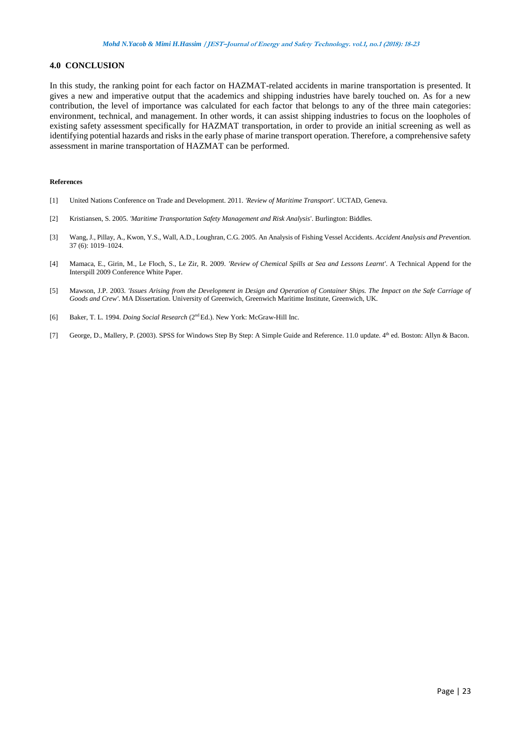## 4.0 CONCLUSION

In this study, the ranking point for each factor on HAZMAT-related accidents in marine transportation is presented. It gives a new and imperative output that the academics and shipping industries have barely touched on. As for a new contribution, the level of importance was calculated for each factor that belongs to any of the three main categories: environment, technical, and management. In other words, it can assist shipping industries to focus on the loopholes of existing safety assessment specifically for HAZMAT transportation, in order to provide an initial screening as well as identifying potential hazards and risks in the early phase of marine transport operation. Therefore, a comprehensive safety assessment in marine transportation of HAZMAT can be performed.

#### References

[1] United Nations Conference on Trade and Development. 2011. *'Review of Maritime Transport'*. UCTAD, Geneva.

[2] Kristiansen, S. 2005. *'Maritime Transportation Safety Management and Risk Analysis'*. Burlington: Biddles.

[3] Wang, J., Pillay, A., Kwon, Y.S., Wall, A.D., Loughran, C.G. 2005. An Analysis of Fishing Vessel Accidents. *Accident Analysis and Prevention.* 37 (6): 1019–1024.

[4] Mamaca, E., Girin, M., Le Floch, S., Le Zir, R. 2009. *'Review of Chemical Spills at Sea and Lessons Learnt'*. A Technical Append for the Interspill 2009 Conference White Paper.

[5] Mawson, J.P. 2003. *'Issues Arising from the Development in Design and Operation of Container Ships. The Impact on the Safe Carriage of Goods and Crew'*. MA Dissertation. University of Greenwich, Greenwich Maritime Institute, Greenwich, UK.

[6] Baker, T. L. 1994. *Doing Social Research* (2nd Ed.). New York: McGraw-Hill Inc.

[7] George, D., Mallery, P. (2003). SPSS for Windows Step By Step: A Simple Guide and Reference. 11.0 update. 4th ed. Boston: Allyn & Bacon.